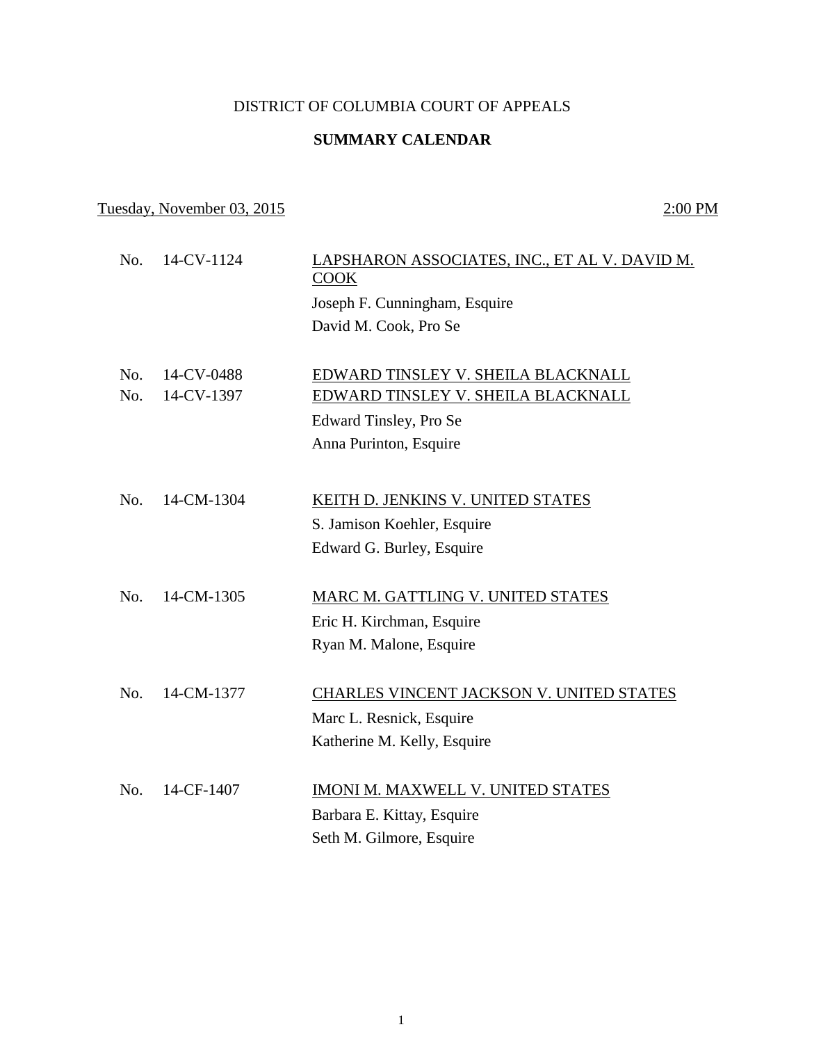# DISTRICT OF COLUMBIA COURT OF APPEALS

## SUMMARY CALENDAR

Tuesday, November 03, 2015 — 2:00 PM

No. 14-CV-1124 — LAPSHARON ASSOCIATES, INC., ET AL V. DAVID M. COOK

Joseph F. Cunningham, Esquire
David M. Cook, Pro Se

No. 14-CV-0488 — EDWARD TINSLEY V. SHEILA BLACKNALL
No. 14-CV-1397 — EDWARD TINSLEY V. SHEILA BLACKNALL

Edward Tinsley, Pro Se
Anna Purinton, Esquire

No. 14-CM-1304 — KEITH D. JENKINS V. UNITED STATES

S. Jamison Koehler, Esquire
Edward G. Burley, Esquire

No. 14-CM-1305 — MARC M. GATTLING V. UNITED STATES

Eric H. Kirchman, Esquire
Ryan M. Malone, Esquire

No. 14-CM-1377 — CHARLES VINCENT JACKSON V. UNITED STATES

Marc L. Resnick, Esquire
Katherine M. Kelly, Esquire

No. 14-CF-1407 — IMONI M. MAXWELL V. UNITED STATES

Barbara E. Kittay, Esquire
Seth M. Gilmore, Esquire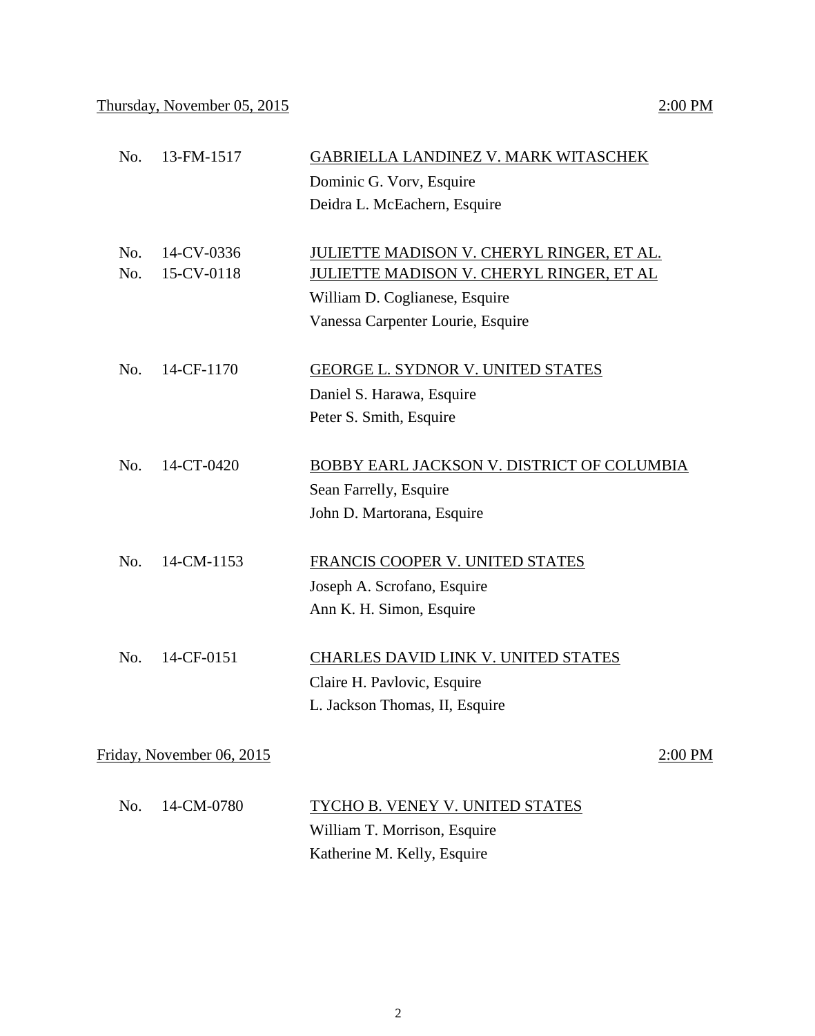Thursday, November 05, 2015 — 2:00 PM

| | | |
|---|---|---|
| No. 13-FM-1517 | GABRIELLA LANDINEZ V. MARK WITASCHEK | |
| | Dominic G. Vorv, Esquire | |
| | Deidra L. McEachern, Esquire | |
| No. 14-CV-0336 | JULIETTE MADISON V. CHERYL RINGER, ET AL. | |
| No. 15-CV-0118 | JULIETTE MADISON V. CHERYL RINGER, ET AL | |
| | William D. Coglianese, Esquire | |
| | Vanessa Carpenter Lourie, Esquire | |
| No. 14-CF-1170 | GEORGE L. SYDNOR V. UNITED STATES | |
| | Daniel S. Harawa, Esquire | |
| | Peter S. Smith, Esquire | |
| No. 14-CT-0420 | BOBBY EARL JACKSON V. DISTRICT OF COLUMBIA | |
| | Sean Farrelly, Esquire | |
| | John D. Martorana, Esquire | |
| No. 14-CM-1153 | FRANCIS COOPER V. UNITED STATES | |
| | Joseph A. Scrofano, Esquire | |
| | Ann K. H. Simon, Esquire | |
| No. 14-CF-0151 | CHARLES DAVID LINK V. UNITED STATES | |
| | Claire H. Pavlovic, Esquire | |
| | L. Jackson Thomas, II, Esquire | |

Friday, November 06, 2015 — 2:00 PM

| | | |
|---|---|---|
| No. 14-CM-0780 | TYCHO B. VENEY V. UNITED STATES | |
| | William T. Morrison, Esquire | |
| | Katherine M. Kelly, Esquire | |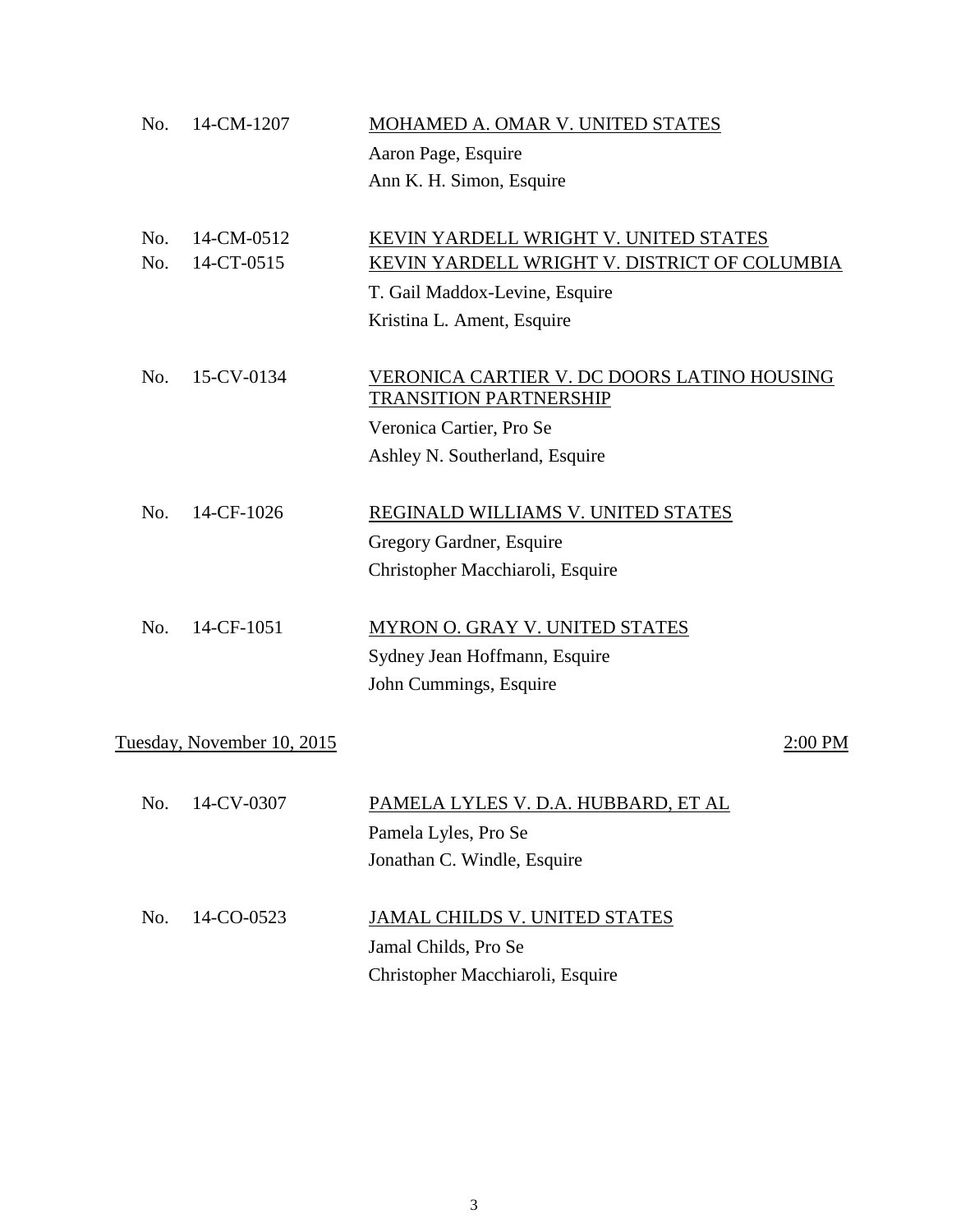No. 14-CM-1207 — MOHAMED A. OMAR V. UNITED STATES

Aaron Page, Esquire
Ann K. H. Simon, Esquire

No. 14-CM-0512 — KEVIN YARDELL WRIGHT V. UNITED STATES
No. 14-CT-0515 — KEVIN YARDELL WRIGHT V. DISTRICT OF COLUMBIA

T. Gail Maddox-Levine, Esquire
Kristina L. Ament, Esquire

No. 15-CV-0134 — VERONICA CARTIER V. DC DOORS LATINO HOUSING TRANSITION PARTNERSHIP

Veronica Cartier, Pro Se
Ashley N. Southerland, Esquire

No. 14-CF-1026 — REGINALD WILLIAMS V. UNITED STATES

Gregory Gardner, Esquire
Christopher Macchiaroli, Esquire

No. 14-CF-1051 — MYRON O. GRAY V. UNITED STATES

Sydney Jean Hoffmann, Esquire
John Cummings, Esquire

## Tuesday, November 10, 2015 — 2:00 PM

No. 14-CV-0307 — PAMELA LYLES V. D.A. HUBBARD, ET AL

Pamela Lyles, Pro Se
Jonathan C. Windle, Esquire

No. 14-CO-0523 — JAMAL CHILDS V. UNITED STATES

Jamal Childs, Pro Se
Christopher Macchiaroli, Esquire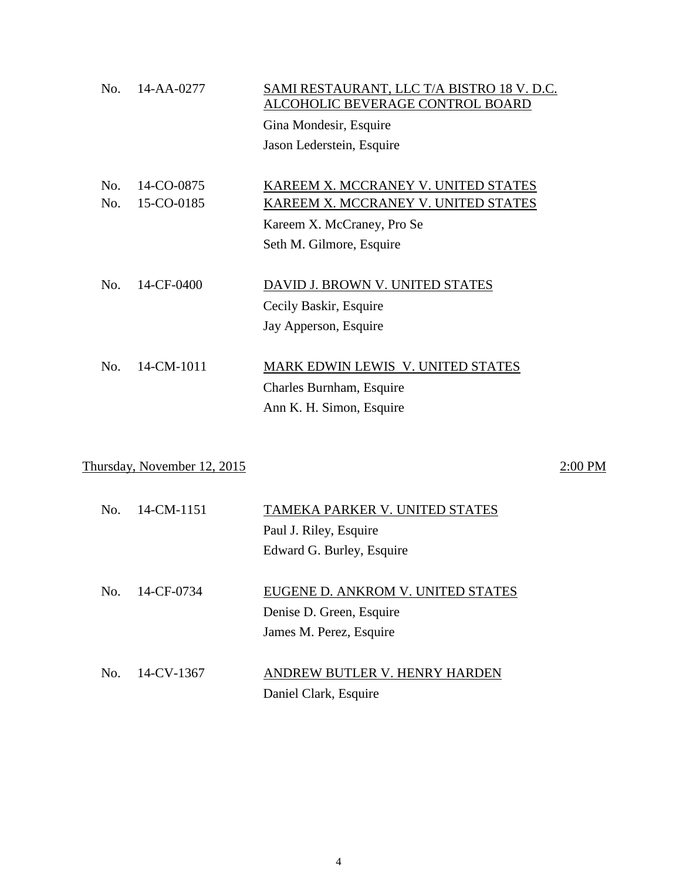No. 14-AA-0277 SAMI RESTAURANT, LLC T/A BISTRO 18 V. D.C. ALCOHOLIC BEVERAGE CONTROL BOARD

Gina Mondesir, Esquire

Jason Lederstein, Esquire

No. 14-CO-0875 KAREEM X. MCCRANEY V. UNITED STATES

No. 15-CO-0185 KAREEM X. MCCRANEY V. UNITED STATES

Kareem X. McCraney, Pro Se

Seth M. Gilmore, Esquire

No. 14-CF-0400 DAVID J. BROWN V. UNITED STATES

Cecily Baskir, Esquire

Jay Apperson, Esquire

No. 14-CM-1011 MARK EDWIN LEWIS V. UNITED STATES

Charles Burnham, Esquire

Ann K. H. Simon, Esquire

Thursday, November 12, 2015 2:00 PM

No. 14-CM-1151 TAMEKA PARKER V. UNITED STATES

Paul J. Riley, Esquire

Edward G. Burley, Esquire

No. 14-CF-0734 EUGENE D. ANKROM V. UNITED STATES

Denise D. Green, Esquire

James M. Perez, Esquire

No. 14-CV-1367 ANDREW BUTLER V. HENRY HARDEN

Daniel Clark, Esquire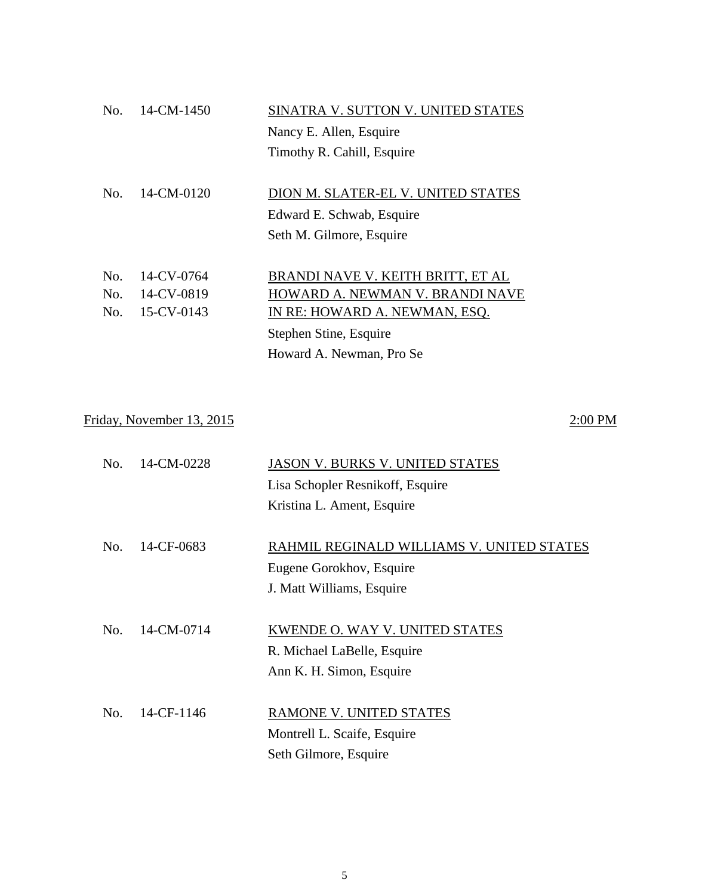No. 14-CM-1450 — <u>SINATRA V. SUTTON V. UNITED STATES</u>
Nancy E. Allen, Esquire
Timothy R. Cahill, Esquire

No. 14-CM-0120 — <u>DION M. SLATER-EL V. UNITED STATES</u>
Edward E. Schwab, Esquire
Seth M. Gilmore, Esquire

No. 14-CV-0764 — <u>BRANDI NAVE V. KEITH BRITT, ET AL</u>
No. 14-CV-0819 — <u>HOWARD A. NEWMAN V. BRANDI NAVE</u>
No. 15-CV-0143 — <u>IN RE: HOWARD A. NEWMAN, ESQ.</u>
Stephen Stine, Esquire
Howard A. Newman, Pro Se

## <u>Friday, November 13, 2015</u> — <u>2:00 PM</u>

No. 14-CM-0228 — <u>JASON V. BURKS V. UNITED STATES</u>
Lisa Schopler Resnikoff, Esquire
Kristina L. Ament, Esquire

No. 14-CF-0683 — <u>RAHMIL REGINALD WILLIAMS V. UNITED STATES</u>
Eugene Gorokhov, Esquire
J. Matt Williams, Esquire

No. 14-CM-0714 — <u>KWENDE O. WAY V. UNITED STATES</u>
R. Michael LaBelle, Esquire
Ann K. H. Simon, Esquire

No. 14-CF-1146 — <u>RAMONE V. UNITED STATES</u>
Montrell L. Scaife, Esquire
Seth Gilmore, Esquire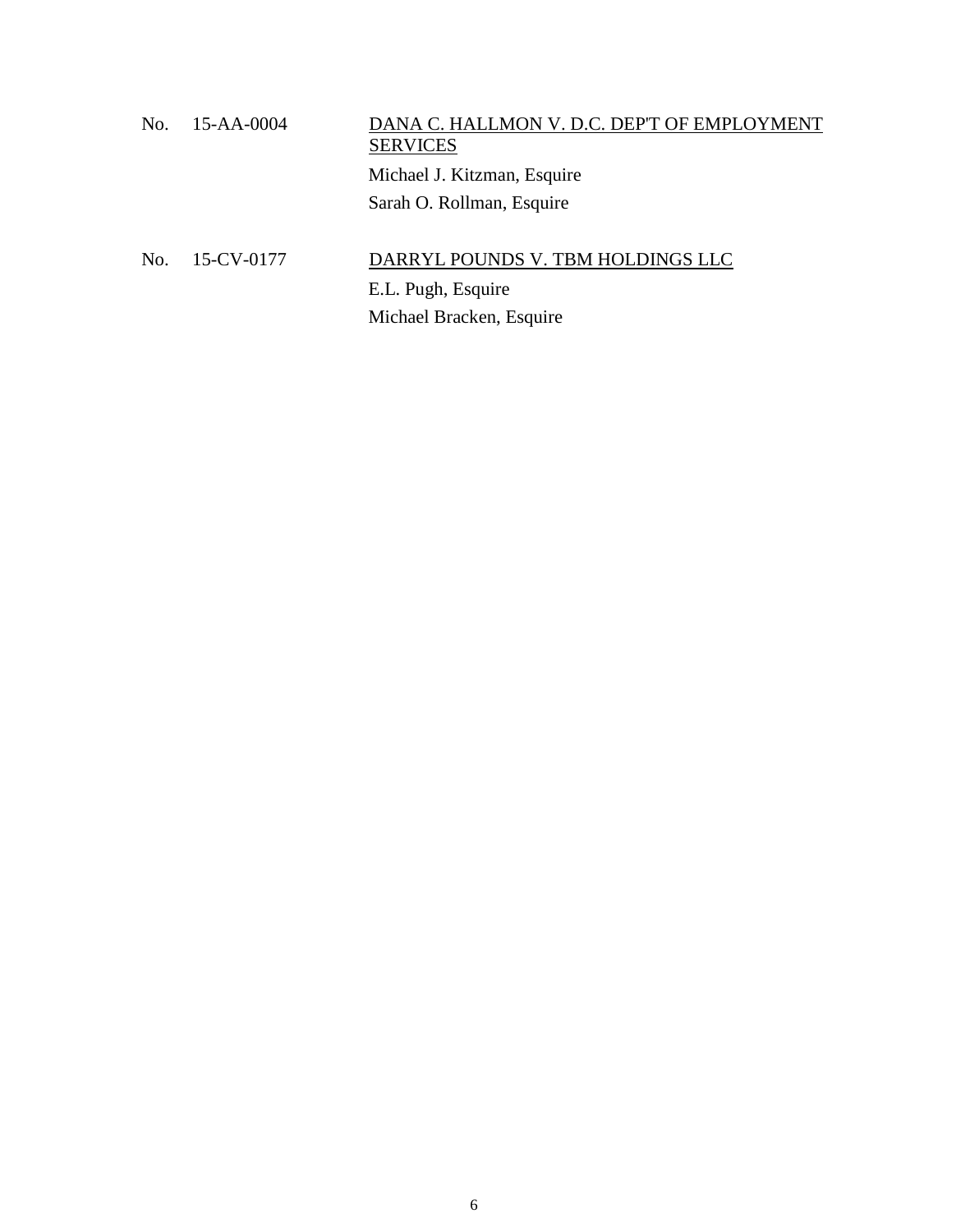No. 15-AA-0004 <u>DANA C. HALLMON V. D.C. DEP'T OF EMPLOYMENT SERVICES</u>

Michael J. Kitzman, Esquire

Sarah O. Rollman, Esquire

No. 15-CV-0177 <u>DARRYL POUNDS V. TBM HOLDINGS LLC</u>

E.L. Pugh, Esquire

Michael Bracken, Esquire